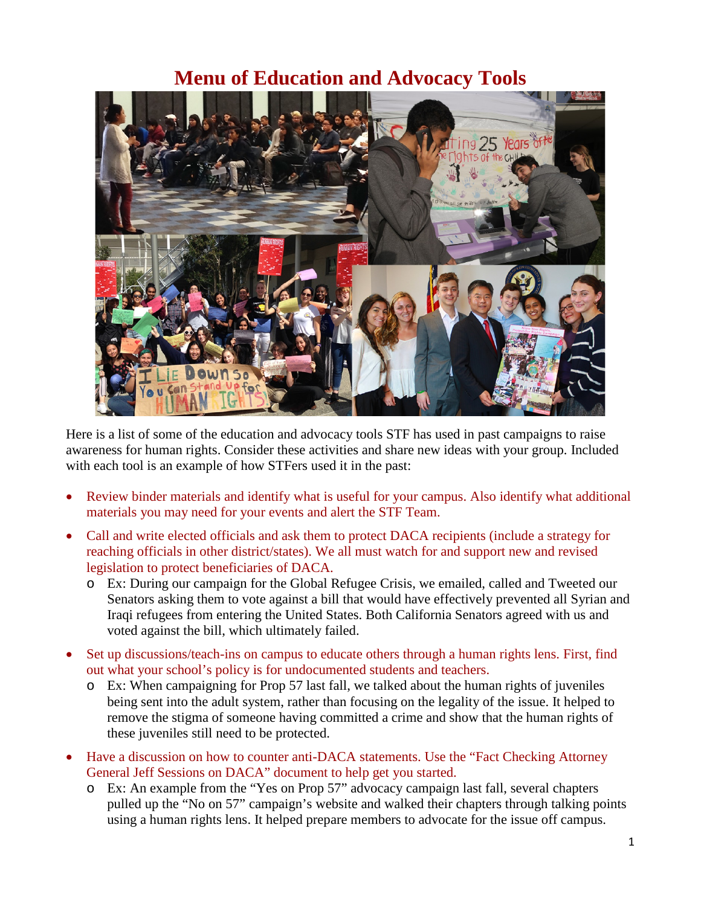# Menu of Education and Advocacy Tools

Here is a list of some of the education and advocacy tools STF has used in past campaigns to raise awareness for human rights. Consider these activities and share new ideas with your group. Included with each tool is an example of how STFers used it in the past:

- Review binder materials and identify what is useful for your campus. Also identify what additional materials you may need for your events and alert the STF Team.
- Call and write elected officials and ask them to protect DACA recipients (include a strategy for reaching officials in other district/states). We all must watch for and support new and revised legislation to protect beneficiaries of DACA.
  - Ex: During our campaign for the Global Refugee Crisis, we emailed, called and Tweeted our Senators asking them to vote against a bill that would have effectively prevented all Syrian and Iraqi refugees from entering the United States. Both California Senators agreed with us and voted against the bill, which ultimately failed.
- Set up discussions/teach-ins on campus to educate others through a human rights lens. First, find out what your school's policy is for undocumented students and teachers.
  - Ex: When campaigning for Prop 57 last fall, we talked about the human rights of juveniles being sent into the adult system, rather than focusing on the legality of the issue. It helped to remove the stigma of someone having committed a crime and show that the human rights of these juveniles still need to be protected.
- Have a discussion on how to counter anti-DACA statements. Use the "Fact Checking Attorney General Jeff Sessions on DACA" document to help get you started.
  - Ex: An example from the "Yes on Prop 57" advocacy campaign last fall, several chapters pulled up the "No on 57" campaign's website and walked their chapters through talking points using a human rights lens. It helped prepare members to advocate for the issue off campus.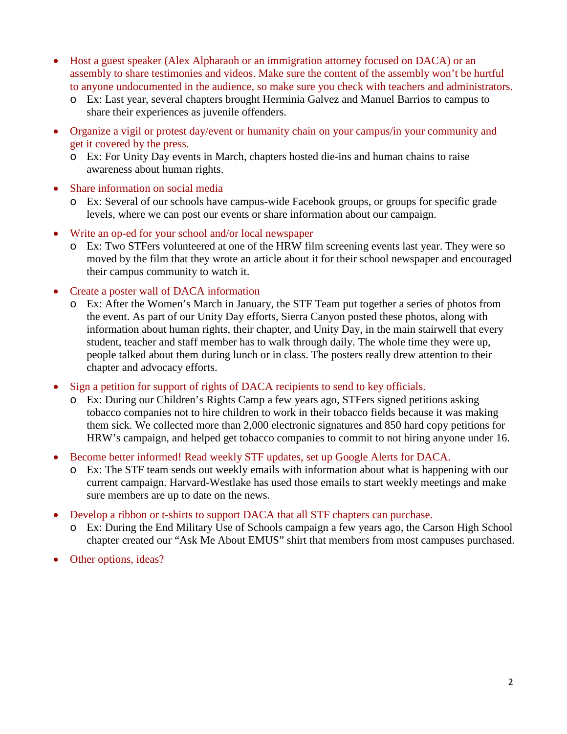- Host a guest speaker (Alex Alpharaoh or an immigration attorney focused on DACA) or an assembly to share testimonies and videos. Make sure the content of the assembly won't be hurtful to anyone undocumented in the audience, so make sure you check with teachers and administrators.
  - Ex: Last year, several chapters brought Herminia Galvez and Manuel Barrios to campus to share their experiences as juvenile offenders.
- Organize a vigil or protest day/event or humanity chain on your campus/in your community and get it covered by the press.
  - Ex: For Unity Day events in March, chapters hosted die-ins and human chains to raise awareness about human rights.
- Share information on social media
  - Ex: Several of our schools have campus-wide Facebook groups, or groups for specific grade levels, where we can post our events or share information about our campaign.
- Write an op-ed for your school and/or local newspaper
  - Ex: Two STFers volunteered at one of the HRW film screening events last year. They were so moved by the film that they wrote an article about it for their school newspaper and encouraged their campus community to watch it.
- Create a poster wall of DACA information
  - Ex: After the Women's March in January, the STF Team put together a series of photos from the event. As part of our Unity Day efforts, Sierra Canyon posted these photos, along with information about human rights, their chapter, and Unity Day, in the main stairwell that every student, teacher and staff member has to walk through daily. The whole time they were up, people talked about them during lunch or in class. The posters really drew attention to their chapter and advocacy efforts.
- Sign a petition for support of rights of DACA recipients to send to key officials.
  - Ex: During our Children's Rights Camp a few years ago, STFers signed petitions asking tobacco companies not to hire children to work in their tobacco fields because it was making them sick. We collected more than 2,000 electronic signatures and 850 hard copy petitions for HRW's campaign, and helped get tobacco companies to commit to not hiring anyone under 16.
- Become better informed! Read weekly STF updates, set up Google Alerts for DACA.
  - Ex: The STF team sends out weekly emails with information about what is happening with our current campaign. Harvard-Westlake has used those emails to start weekly meetings and make sure members are up to date on the news.
- Develop a ribbon or t-shirts to support DACA that all STF chapters can purchase.
  - Ex: During the End Military Use of Schools campaign a few years ago, the Carson High School chapter created our "Ask Me About EMUS" shirt that members from most campuses purchased.
- Other options, ideas?